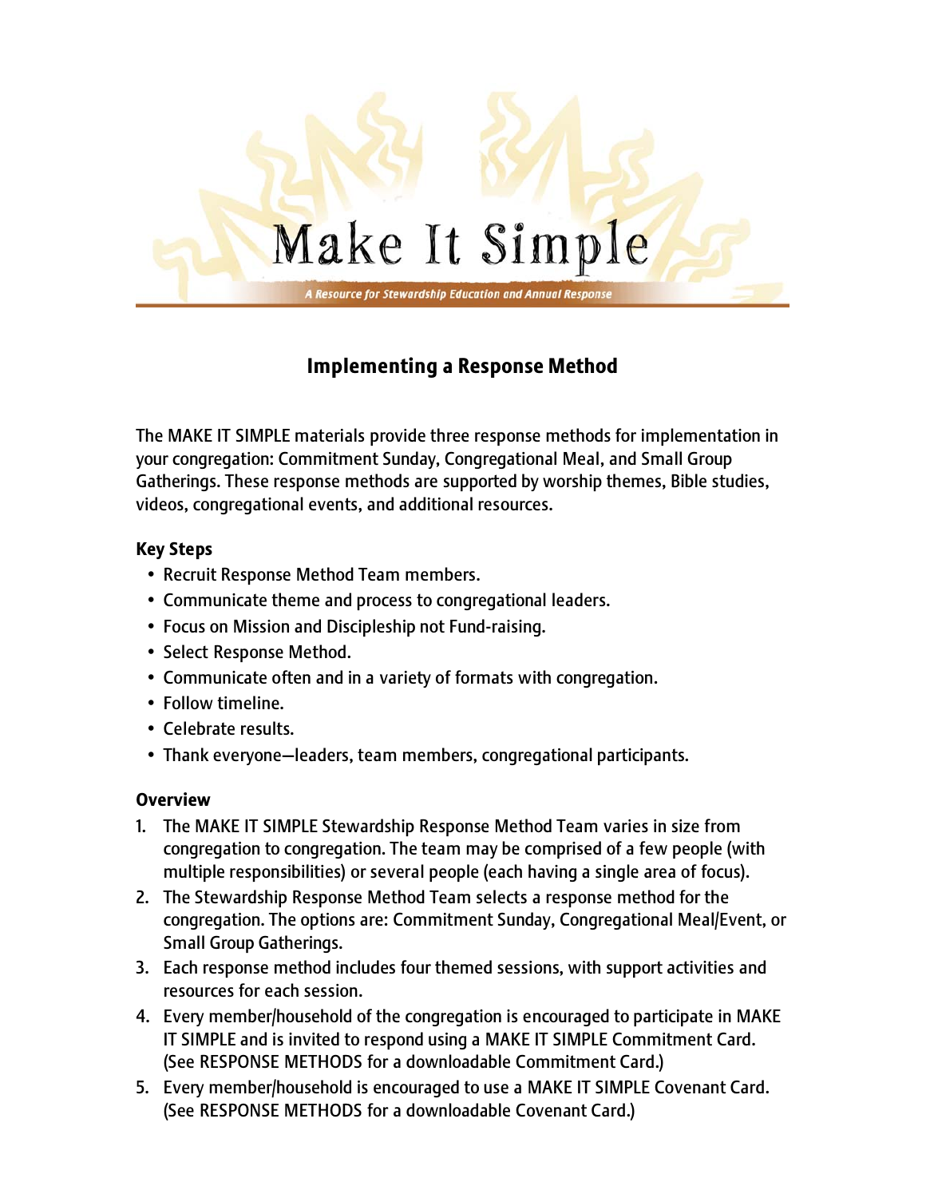# Make It Simple

*A Resource for Stewardship Education and Annual Response*

## Implementing a Response Method

The MAKE IT SIMPLE materials provide three response methods for implementation in your congregation: Commitment Sunday, Congregational Meal, and Small Group Gatherings. These response methods are supported by worship themes, Bible studies, videos, congregational events, and additional resources.

### Key Steps

- Recruit Response Method Team members.
- Communicate theme and process to congregational leaders.
- Focus on Mission and Discipleship not Fund-raising.
- Select Response Method.
- Communicate often and in a variety of formats with congregation.
- Follow timeline.
- Celebrate results.
- Thank everyone—leaders, team members, congregational participants.

### Overview

1. The MAKE IT SIMPLE Stewardship Response Method Team varies in size from congregation to congregation. The team may be comprised of a few people (with multiple responsibilities) or several people (each having a single area of focus).
2. The Stewardship Response Method Team selects a response method for the congregation. The options are: Commitment Sunday, Congregational Meal/Event, or Small Group Gatherings.
3. Each response method includes four themed sessions, with support activities and resources for each session.
4. Every member/household of the congregation is encouraged to participate in MAKE IT SIMPLE and is invited to respond using a MAKE IT SIMPLE Commitment Card. (See RESPONSE METHODS for a downloadable Commitment Card.)
5. Every member/household is encouraged to use a MAKE IT SIMPLE Covenant Card. (See RESPONSE METHODS for a downloadable Covenant Card.)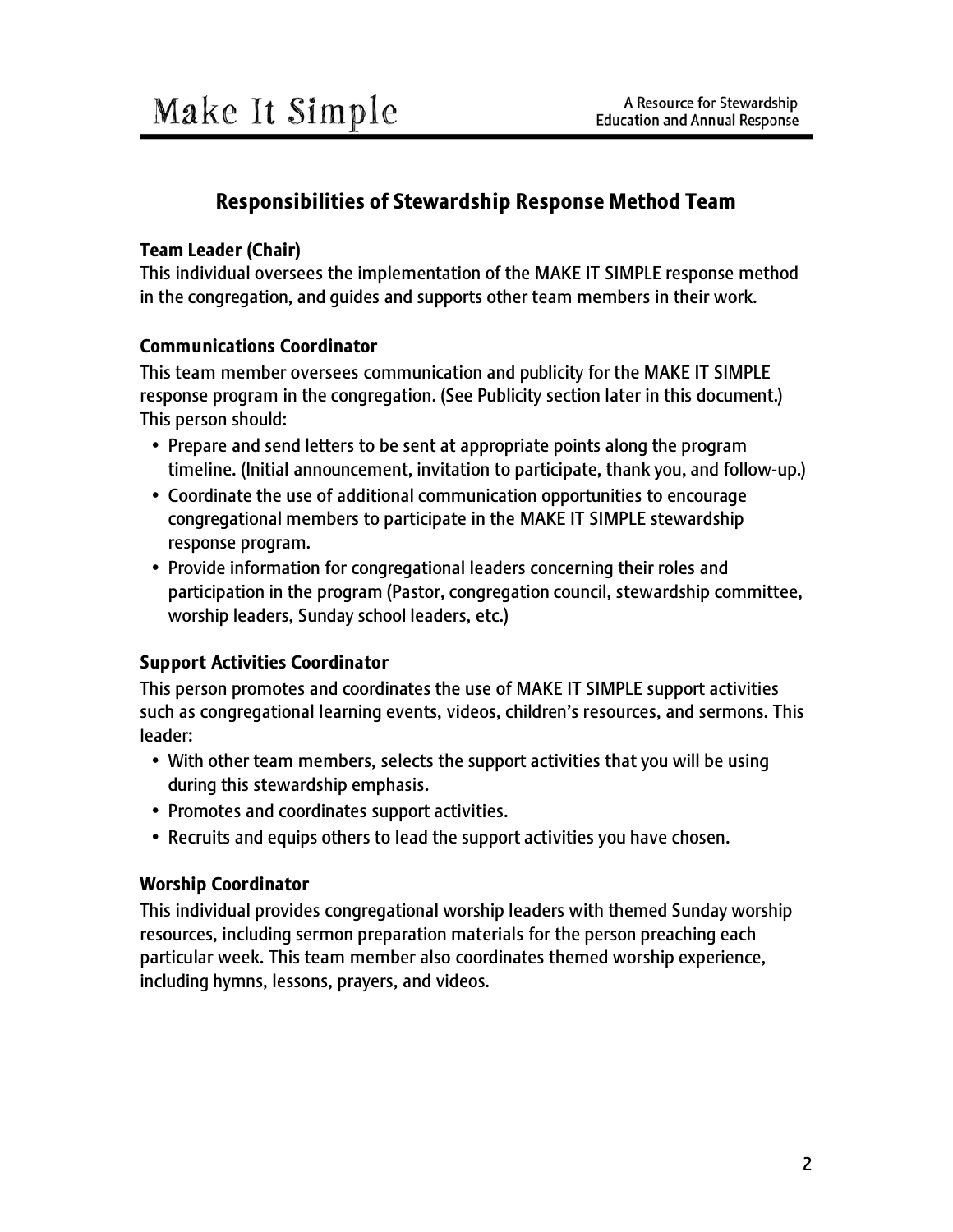## Responsibilities of Stewardship Response Method Team

**Team Leader (Chair)**

This individual oversees the implementation of the MAKE IT SIMPLE response method in the congregation, and guides and supports other team members in their work.

**Communications Coordinator**

This team member oversees communication and publicity for the MAKE IT SIMPLE response program in the congregation. (See Publicity section later in this document.) This person should:

- Prepare and send letters to be sent at appropriate points along the program timeline. (Initial announcement, invitation to participate, thank you, and follow-up.)
- Coordinate the use of additional communication opportunities to encourage congregational members to participate in the MAKE IT SIMPLE stewardship response program.
- Provide information for congregational leaders concerning their roles and participation in the program (Pastor, congregation council, stewardship committee, worship leaders, Sunday school leaders, etc.)

**Support Activities Coordinator**

This person promotes and coordinates the use of MAKE IT SIMPLE support activities such as congregational learning events, videos, children's resources, and sermons. This leader:

- With other team members, selects the support activities that you will be using during this stewardship emphasis.
- Promotes and coordinates support activities.
- Recruits and equips others to lead the support activities you have chosen.

**Worship Coordinator**

This individual provides congregational worship leaders with themed Sunday worship resources, including sermon preparation materials for the person preaching each particular week. This team member also coordinates themed worship experience, including hymns, lessons, prayers, and videos.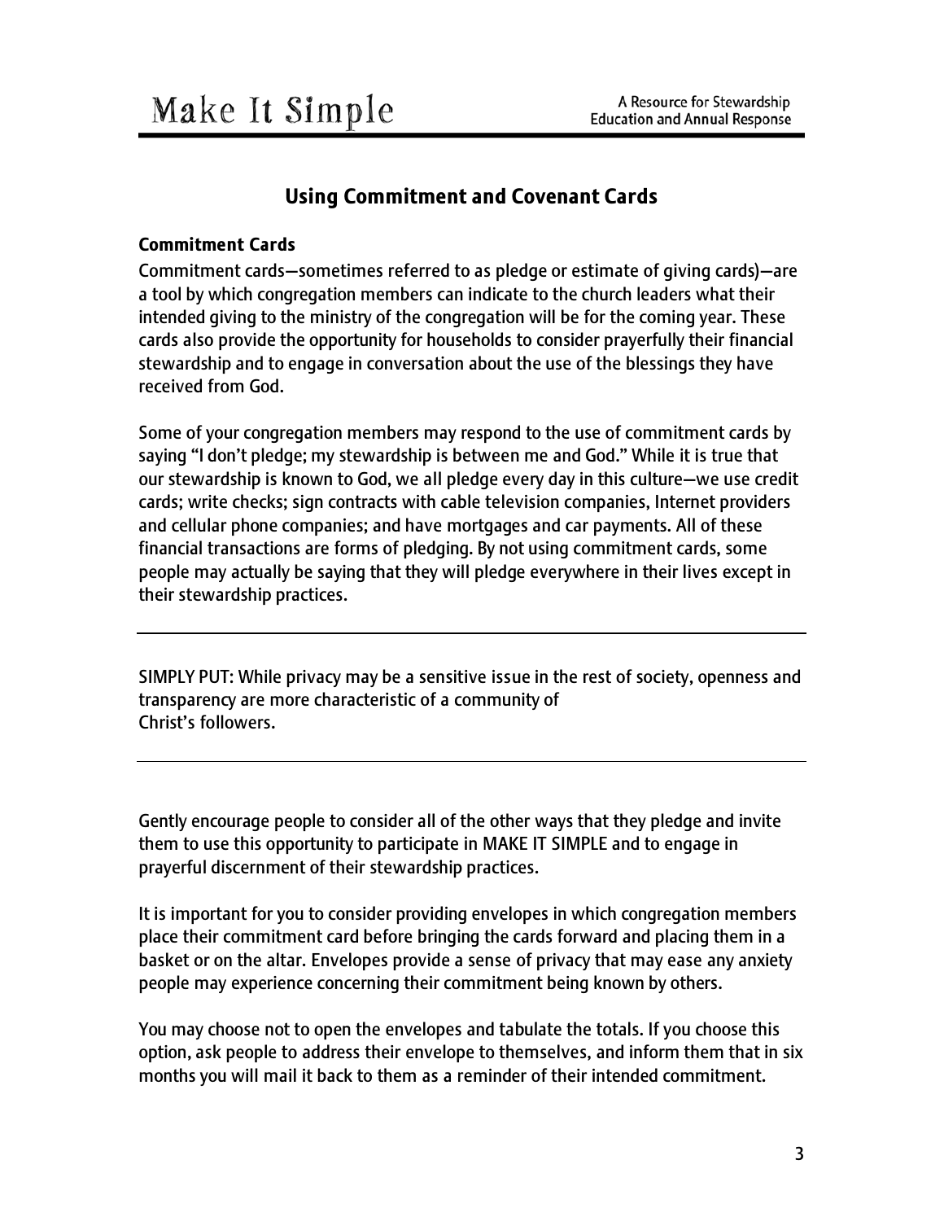## Using Commitment and Covenant Cards

### Commitment Cards

Commitment cards—sometimes referred to as pledge or estimate of giving cards)—are a tool by which congregation members can indicate to the church leaders what their intended giving to the ministry of the congregation will be for the coming year. These cards also provide the opportunity for households to consider prayerfully their financial stewardship and to engage in conversation about the use of the blessings they have received from God.

Some of your congregation members may respond to the use of commitment cards by saying "I don't pledge; my stewardship is between me and God." While it is true that our stewardship is known to God, we all pledge every day in this culture—we use credit cards; write checks; sign contracts with cable television companies, Internet providers and cellular phone companies; and have mortgages and car payments. All of these financial transactions are forms of pledging. By not using commitment cards, some people may actually be saying that they will pledge everywhere in their lives except in their stewardship practices.

---

SIMPLY PUT: While privacy may be a sensitive issue in the rest of society, openness and transparency are more characteristic of a community of Christ's followers.

---

Gently encourage people to consider all of the other ways that they pledge and invite them to use this opportunity to participate in MAKE IT SIMPLE and to engage in prayerful discernment of their stewardship practices.

It is important for you to consider providing envelopes in which congregation members place their commitment card before bringing the cards forward and placing them in a basket or on the altar. Envelopes provide a sense of privacy that may ease any anxiety people may experience concerning their commitment being known by others.

You may choose not to open the envelopes and tabulate the totals. If you choose this option, ask people to address their envelope to themselves, and inform them that in six months you will mail it back to them as a reminder of their intended commitment.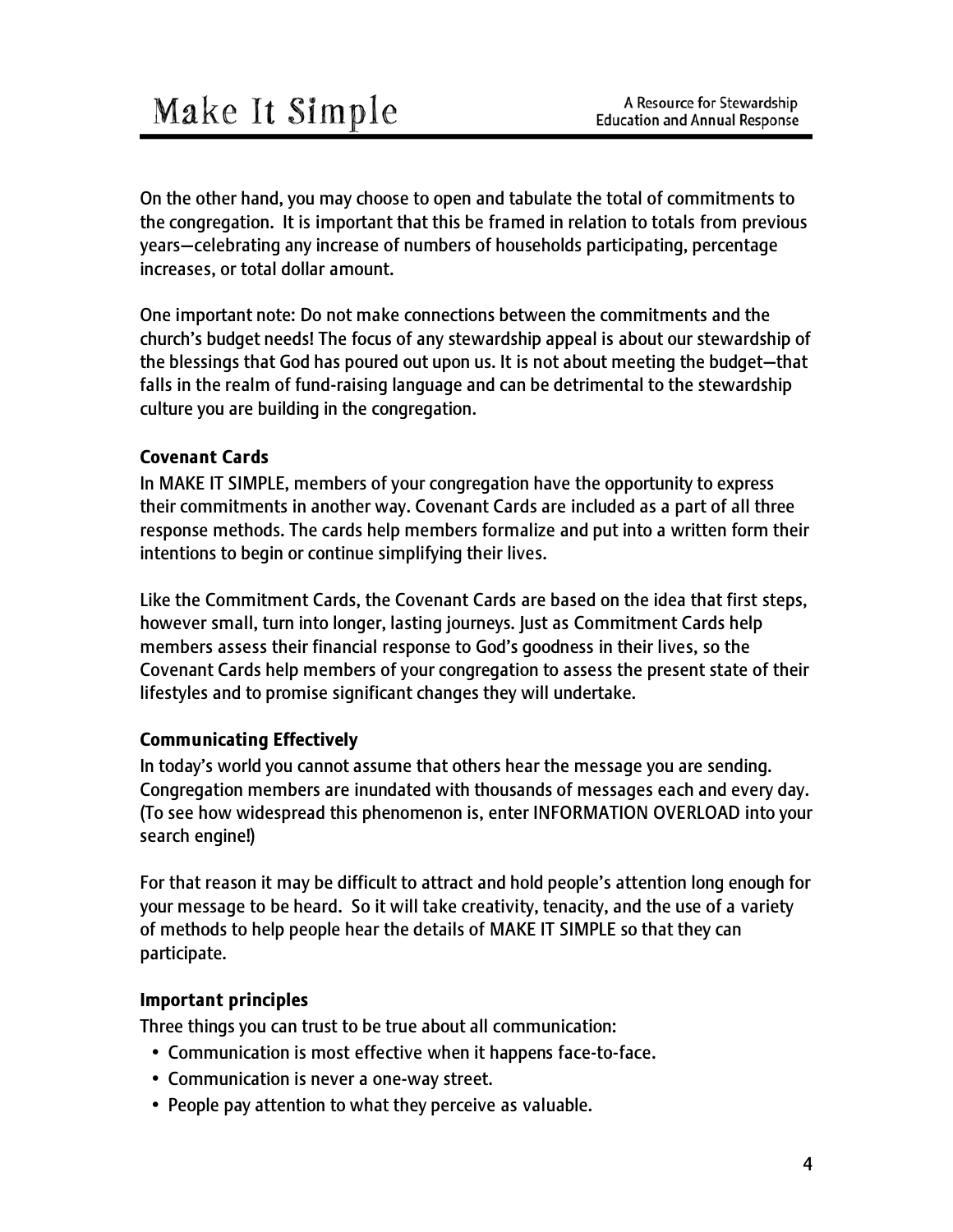On the other hand, you may choose to open and tabulate the total of commitments to the congregation. It is important that this be framed in relation to totals from previous years—celebrating any increase of numbers of households participating, percentage increases, or total dollar amount.

One important note: Do not make connections between the commitments and the church's budget needs! The focus of any stewardship appeal is about our stewardship of the blessings that God has poured out upon us. It is not about meeting the budget—that falls in the realm of fund-raising language and can be detrimental to the stewardship culture you are building in the congregation.

### Covenant Cards

In MAKE IT SIMPLE, members of your congregation have the opportunity to express their commitments in another way. Covenant Cards are included as a part of all three response methods. The cards help members formalize and put into a written form their intentions to begin or continue simplifying their lives.

Like the Commitment Cards, the Covenant Cards are based on the idea that first steps, however small, turn into longer, lasting journeys. Just as Commitment Cards help members assess their financial response to God's goodness in their lives, so the Covenant Cards help members of your congregation to assess the present state of their lifestyles and to promise significant changes they will undertake.

### Communicating Effectively

In today's world you cannot assume that others hear the message you are sending. Congregation members are inundated with thousands of messages each and every day. (To see how widespread this phenomenon is, enter INFORMATION OVERLOAD into your search engine!)

For that reason it may be difficult to attract and hold people's attention long enough for your message to be heard. So it will take creativity, tenacity, and the use of a variety of methods to help people hear the details of MAKE IT SIMPLE so that they can participate.

### Important principles

Three things you can trust to be true about all communication:

- Communication is most effective when it happens face-to-face.
- Communication is never a one-way street.
- People pay attention to what they perceive as valuable.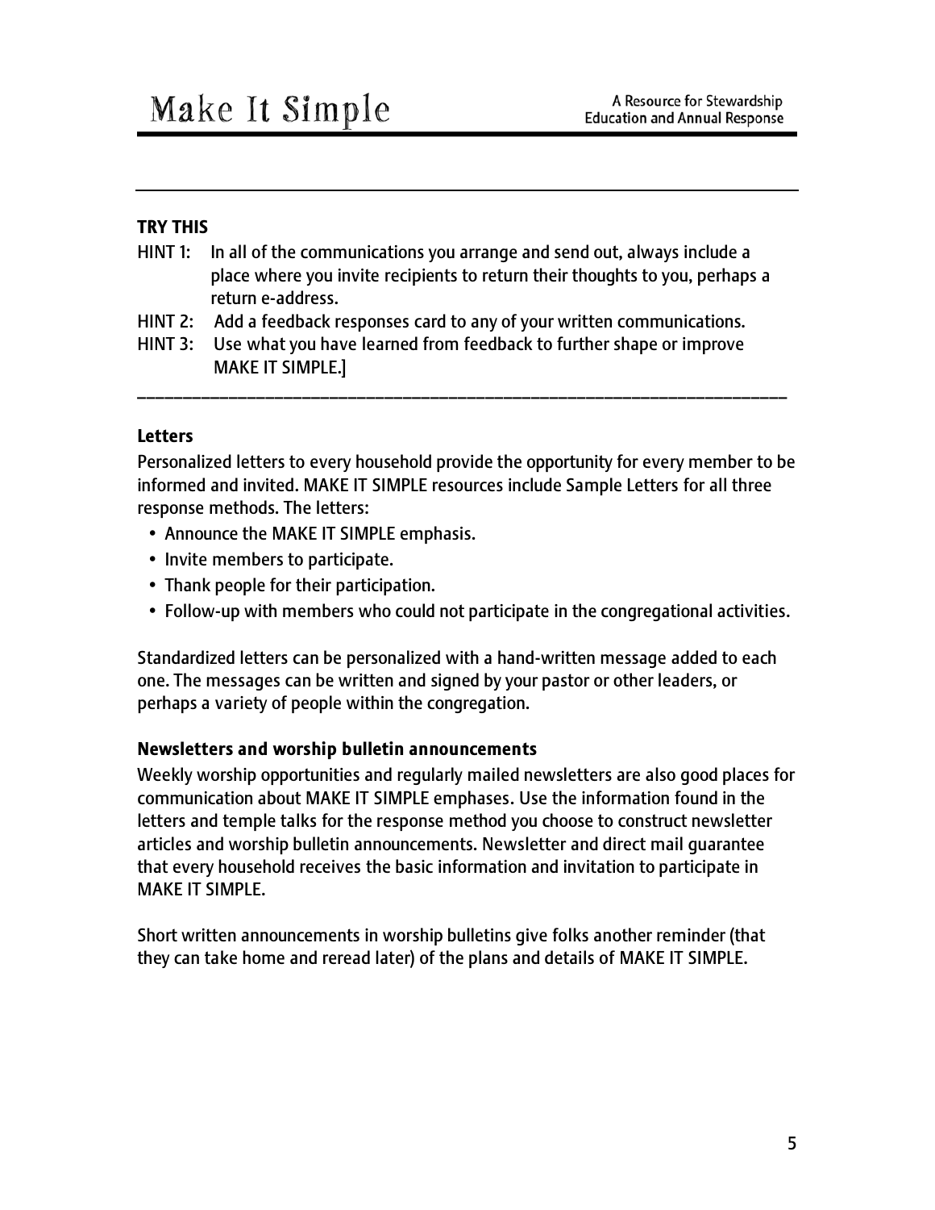---

**TRY THIS**

HINT 1: In all of the communications you arrange and send out, always include a place where you invite recipients to return their thoughts to you, perhaps a return e-address.

HINT 2: Add a feedback responses card to any of your written communications.

HINT 3: Use what you have learned from feedback to further shape or improve MAKE IT SIMPLE.]

---

**Letters**

Personalized letters to every household provide the opportunity for every member to be informed and invited. MAKE IT SIMPLE resources include Sample Letters for all three response methods. The letters:

- Announce the MAKE IT SIMPLE emphasis.
- Invite members to participate.
- Thank people for their participation.
- Follow-up with members who could not participate in the congregational activities.

Standardized letters can be personalized with a hand-written message added to each one. The messages can be written and signed by your pastor or other leaders, or perhaps a variety of people within the congregation.

**Newsletters and worship bulletin announcements**

Weekly worship opportunities and regularly mailed newsletters are also good places for communication about MAKE IT SIMPLE emphases. Use the information found in the letters and temple talks for the response method you choose to construct newsletter articles and worship bulletin announcements. Newsletter and direct mail guarantee that every household receives the basic information and invitation to participate in MAKE IT SIMPLE.

Short written announcements in worship bulletins give folks another reminder (that they can take home and reread later) of the plans and details of MAKE IT SIMPLE.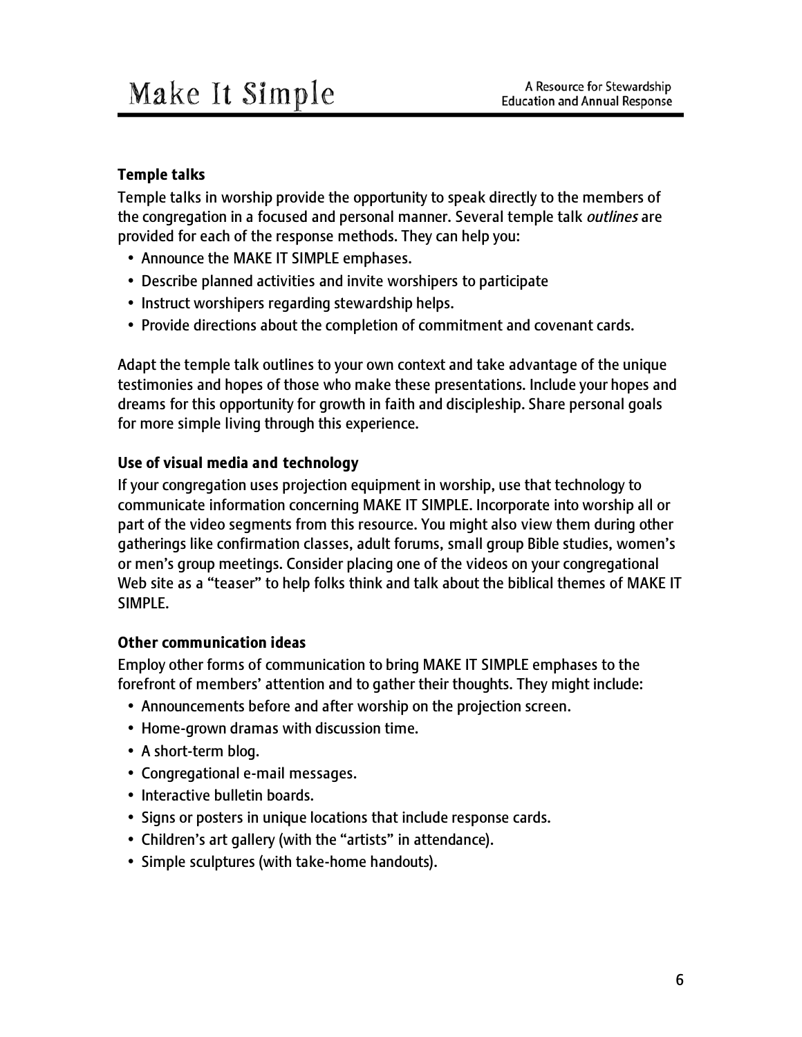### Temple talks

Temple talks in worship provide the opportunity to speak directly to the members of the congregation in a focused and personal manner. Several temple talk *outlines* are provided for each of the response methods. They can help you:

- Announce the MAKE IT SIMPLE emphases.
- Describe planned activities and invite worshipers to participate
- Instruct worshipers regarding stewardship helps.
- Provide directions about the completion of commitment and covenant cards.

Adapt the temple talk outlines to your own context and take advantage of the unique testimonies and hopes of those who make these presentations. Include your hopes and dreams for this opportunity for growth in faith and discipleship. Share personal goals for more simple living through this experience.

### Use of visual media and technology

If your congregation uses projection equipment in worship, use that technology to communicate information concerning MAKE IT SIMPLE. Incorporate into worship all or part of the video segments from this resource. You might also view them during other gatherings like confirmation classes, adult forums, small group Bible studies, women's or men's group meetings. Consider placing one of the videos on your congregational Web site as a "teaser" to help folks think and talk about the biblical themes of MAKE IT SIMPLE.

### Other communication ideas

Employ other forms of communication to bring MAKE IT SIMPLE emphases to the forefront of members' attention and to gather their thoughts. They might include:

- Announcements before and after worship on the projection screen.
- Home-grown dramas with discussion time.
- A short-term blog.
- Congregational e-mail messages.
- Interactive bulletin boards.
- Signs or posters in unique locations that include response cards.
- Children's art gallery (with the "artists" in attendance).
- Simple sculptures (with take-home handouts).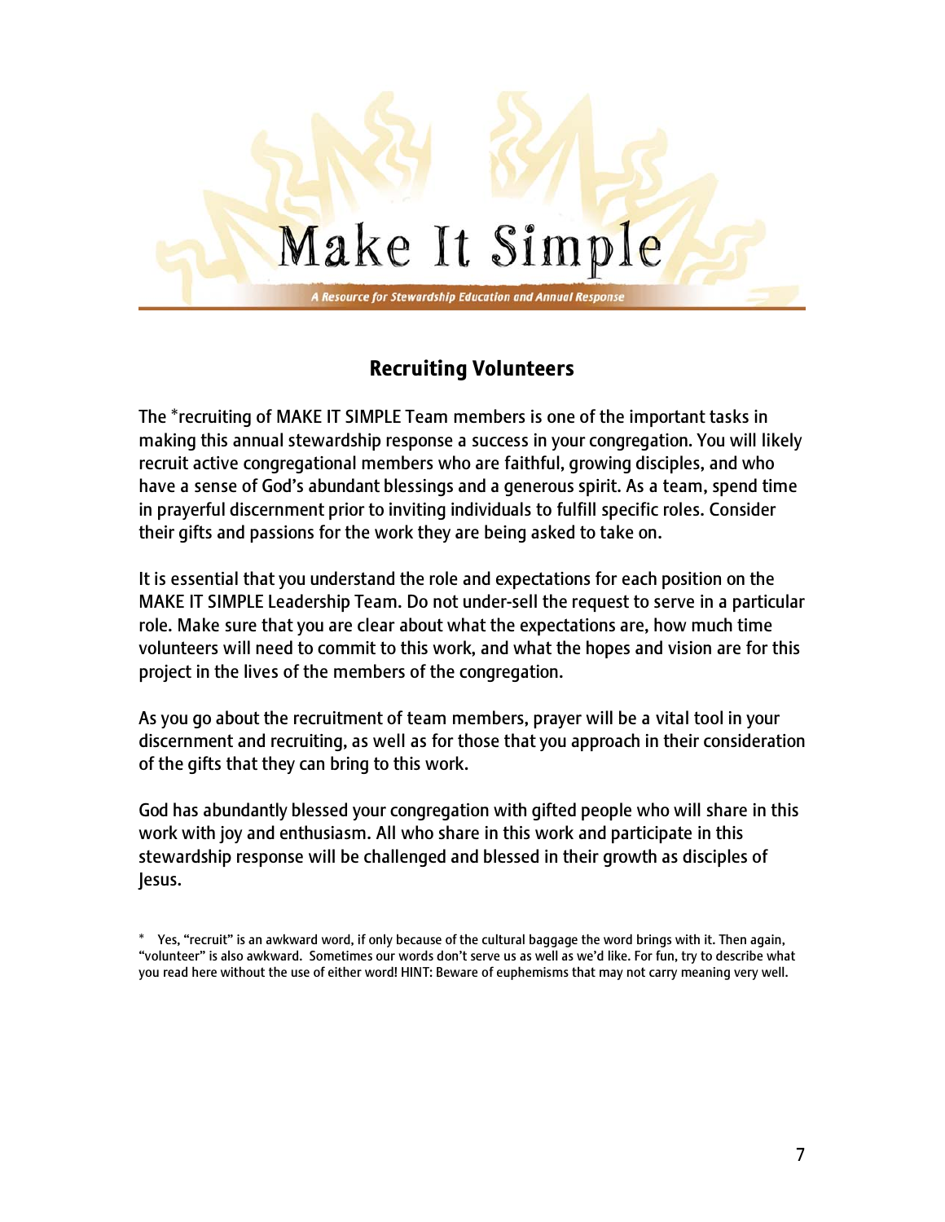# Make It Simple

*A Resource for Stewardship Education and Annual Response*

## Recruiting Volunteers

The *recruiting of MAKE IT SIMPLE Team members is one of the important tasks in making this annual stewardship response a success in your congregation. You will likely recruit active congregational members who are faithful, growing disciples, and who have a sense of God's abundant blessings and a generous spirit. As a team, spend time in prayerful discernment prior to inviting individuals to fulfill specific roles. Consider their gifts and passions for the work they are being asked to take on.

It is essential that you understand the role and expectations for each position on the MAKE IT SIMPLE Leadership Team. Do not under-sell the request to serve in a particular role. Make sure that you are clear about what the expectations are, how much time volunteers will need to commit to this work, and what the hopes and vision are for this project in the lives of the members of the congregation.

As you go about the recruitment of team members, prayer will be a vital tool in your discernment and recruiting, as well as for those that you approach in their consideration of the gifts that they can bring to this work.

God has abundantly blessed your congregation with gifted people who will share in this work with joy and enthusiasm. All who share in this work and participate in this stewardship response will be challenged and blessed in their growth as disciples of Jesus.

\* Yes, "recruit" is an awkward word, if only because of the cultural baggage the word brings with it. Then again, "volunteer" is also awkward. Sometimes our words don't serve us as well as we'd like. For fun, try to describe what you read here without the use of either word! HINT: Beware of euphemisms that may not carry meaning very well.